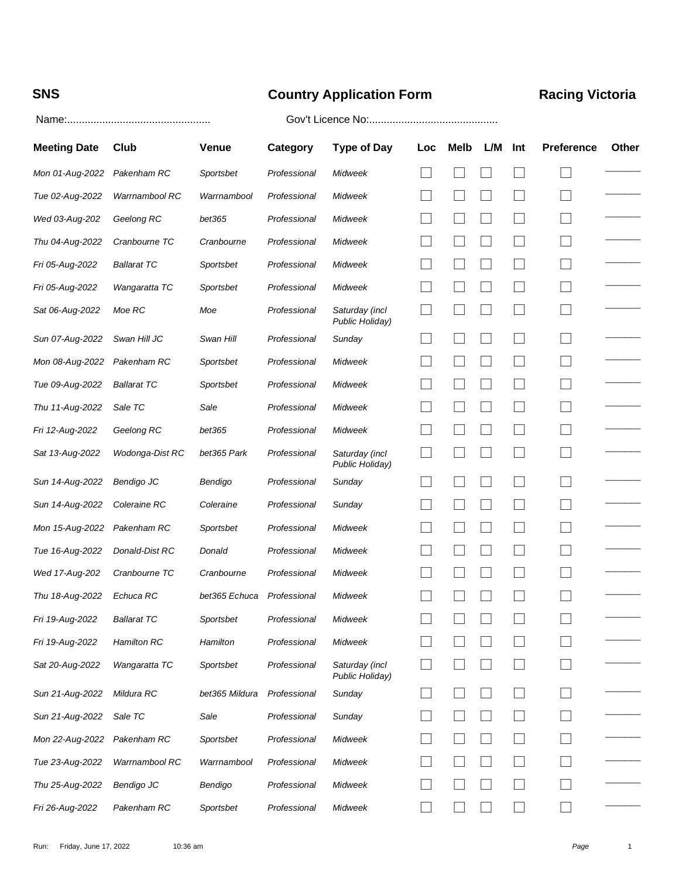**SNS** | **Country Application Form** | **Racing Victoria**

Name:................................................. Gov't Licence No:............................................

| Meeting Date | Club | Venue | Category | Type of Day | Loc | Melb | L/M | Int | Preference | Other |
|---|---|---|---|---|---|---|---|---|---|---|
| *Mon 01-Aug-2022* | *Pakenham RC* | *Sportsbet* | *Professional* | *Midweek* | ☐ | ☐ | ☐ | ☐ | ☐ | ______ |
| *Tue 02-Aug-2022* | *Warrnambool RC* | *Warrnambool* | *Professional* | *Midweek* | ☐ | ☐ | ☐ | ☐ | ☐ | ______ |
| *Wed 03-Aug-202* | *Geelong RC* | *bet365* | *Professional* | *Midweek* | ☐ | ☐ | ☐ | ☐ | ☐ | ______ |
| *Thu 04-Aug-2022* | *Cranbourne TC* | *Cranbourne* | *Professional* | *Midweek* | ☐ | ☐ | ☐ | ☐ | ☐ | ______ |
| *Fri 05-Aug-2022* | *Ballarat TC* | *Sportsbet* | *Professional* | *Midweek* | ☐ | ☐ | ☐ | ☐ | ☐ | ______ |
| *Fri 05-Aug-2022* | *Wangaratta TC* | *Sportsbet* | *Professional* | *Midweek* | ☐ | ☐ | ☐ | ☐ | ☐ | ______ |
| *Sat 06-Aug-2022* | *Moe RC* | *Moe* | *Professional* | *Saturday (incl Public Holiday)* | ☐ | ☐ | ☐ | ☐ | ☐ | ______ |
| *Sun 07-Aug-2022* | *Swan Hill JC* | *Swan Hill* | *Professional* | *Sunday* | ☐ | ☐ | ☐ | ☐ | ☐ | ______ |
| *Mon 08-Aug-2022* | *Pakenham RC* | *Sportsbet* | *Professional* | *Midweek* | ☐ | ☐ | ☐ | ☐ | ☐ | ______ |
| *Tue 09-Aug-2022* | *Ballarat TC* | *Sportsbet* | *Professional* | *Midweek* | ☐ | ☐ | ☐ | ☐ | ☐ | ______ |
| *Thu 11-Aug-2022* | *Sale TC* | *Sale* | *Professional* | *Midweek* | ☐ | ☐ | ☐ | ☐ | ☐ | ______ |
| *Fri 12-Aug-2022* | *Geelong RC* | *bet365* | *Professional* | *Midweek* | ☐ | ☐ | ☐ | ☐ | ☐ | ______ |
| *Sat 13-Aug-2022* | *Wodonga-Dist RC* | *bet365 Park* | *Professional* | *Saturday (incl Public Holiday)* | ☐ | ☐ | ☐ | ☐ | ☐ | ______ |
| *Sun 14-Aug-2022* | *Bendigo JC* | *Bendigo* | *Professional* | *Sunday* | ☐ | ☐ | ☐ | ☐ | ☐ | ______ |
| *Sun 14-Aug-2022* | *Coleraine RC* | *Coleraine* | *Professional* | *Sunday* | ☐ | ☐ | ☐ | ☐ | ☐ | ______ |
| *Mon 15-Aug-2022* | *Pakenham RC* | *Sportsbet* | *Professional* | *Midweek* | ☐ | ☐ | ☐ | ☐ | ☐ | ______ |
| *Tue 16-Aug-2022* | *Donald-Dist RC* | *Donald* | *Professional* | *Midweek* | ☐ | ☐ | ☐ | ☐ | ☐ | ______ |
| *Wed 17-Aug-202* | *Cranbourne TC* | *Cranbourne* | *Professional* | *Midweek* | ☐ | ☐ | ☐ | ☐ | ☐ | ______ |
| *Thu 18-Aug-2022* | *Echuca RC* | *bet365 Echuca* | *Professional* | *Midweek* | ☐ | ☐ | ☐ | ☐ | ☐ | ______ |
| *Fri 19-Aug-2022* | *Ballarat TC* | *Sportsbet* | *Professional* | *Midweek* | ☐ | ☐ | ☐ | ☐ | ☐ | ______ |
| *Fri 19-Aug-2022* | *Hamilton RC* | *Hamilton* | *Professional* | *Midweek* | ☐ | ☐ | ☐ | ☐ | ☐ | ______ |
| *Sat 20-Aug-2022* | *Wangaratta TC* | *Sportsbet* | *Professional* | *Saturday (incl Public Holiday)* | ☐ | ☐ | ☐ | ☐ | ☐ | ______ |
| *Sun 21-Aug-2022* | *Mildura RC* | *bet365 Mildura* | *Professional* | *Sunday* | ☐ | ☐ | ☐ | ☐ | ☐ | ______ |
| *Sun 21-Aug-2022* | *Sale TC* | *Sale* | *Professional* | *Sunday* | ☐ | ☐ | ☐ | ☐ | ☐ | ______ |
| *Mon 22-Aug-2022* | *Pakenham RC* | *Sportsbet* | *Professional* | *Midweek* | ☐ | ☐ | ☐ | ☐ | ☐ | ______ |
| *Tue 23-Aug-2022* | *Warrnambool RC* | *Warrnambool* | *Professional* | *Midweek* | ☐ | ☐ | ☐ | ☐ | ☐ | ______ |
| *Thu 25-Aug-2022* | *Bendigo JC* | *Bendigo* | *Professional* | *Midweek* | ☐ | ☐ | ☐ | ☐ | ☐ | ______ |
| *Fri 26-Aug-2022* | *Pakenham RC* | *Sportsbet* | *Professional* | *Midweek* | ☐ | ☐ | ☐ | ☐ | ☐ | ______ |

Run: Friday, June 17, 2022 10:36 am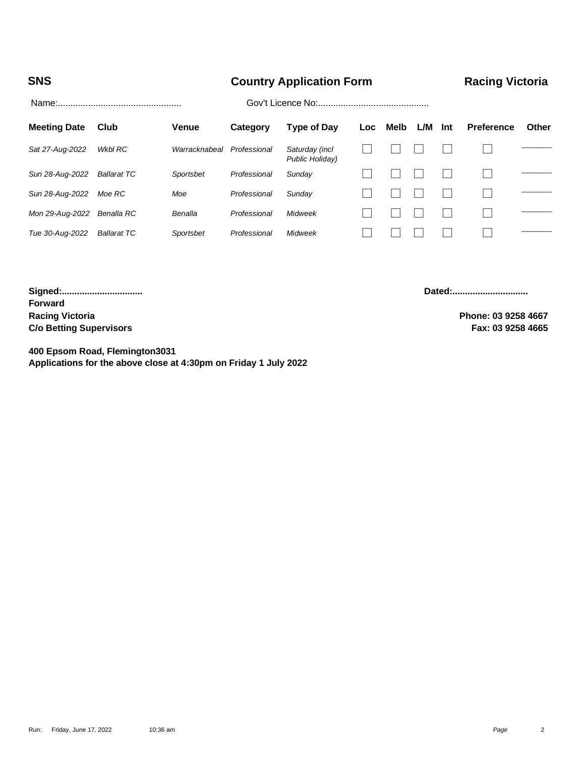**SNS** **Country Application Form** **Racing Victoria**

Name:.................................................. Gov't Licence No:............................................

| Meeting Date | Club | Venue | Category | Type of Day | Loc | Melb | L/M | Int | Preference | Other |
|---|---|---|---|---|---|---|---|---|---|---|
| *Sat 27-Aug-2022* | *Wkbl RC* | *Warracknabeal* | *Professional* | *Saturday (incl Public Holiday)* | ☐ | ☐ | ☐ | ☐ | ☐ | _______ |
| *Sun 28-Aug-2022* | *Ballarat TC* | *Sportsbet* | *Professional* | *Sunday* | ☐ | ☐ | ☐ | ☐ | ☐ | _______ |
| *Sun 28-Aug-2022* | *Moe RC* | *Moe* | *Professional* | *Sunday* | ☐ | ☐ | ☐ | ☐ | ☐ | _______ |
| *Mon 29-Aug-2022* | *Benalla RC* | *Benalla* | *Professional* | *Midweek* | ☐ | ☐ | ☐ | ☐ | ☐ | _______ |
| *Tue 30-Aug-2022* | *Ballarat TC* | *Sportsbet* | *Professional* | *Midweek* | ☐ | ☐ | ☐ | ☐ | ☐ | _______ |

**Signed:................................** **Dated:..............................**

**Forward**
**Racing Victoria** **Phone: 03 9258 4667**
**C/o Betting Supervisors** **Fax: 03 9258 4665**

**400 Epsom Road, Flemington3031**
**Applications for the above close at 4:30pm on Friday 1 July 2022**

Run: Friday, June 17, 2022 10:36 am